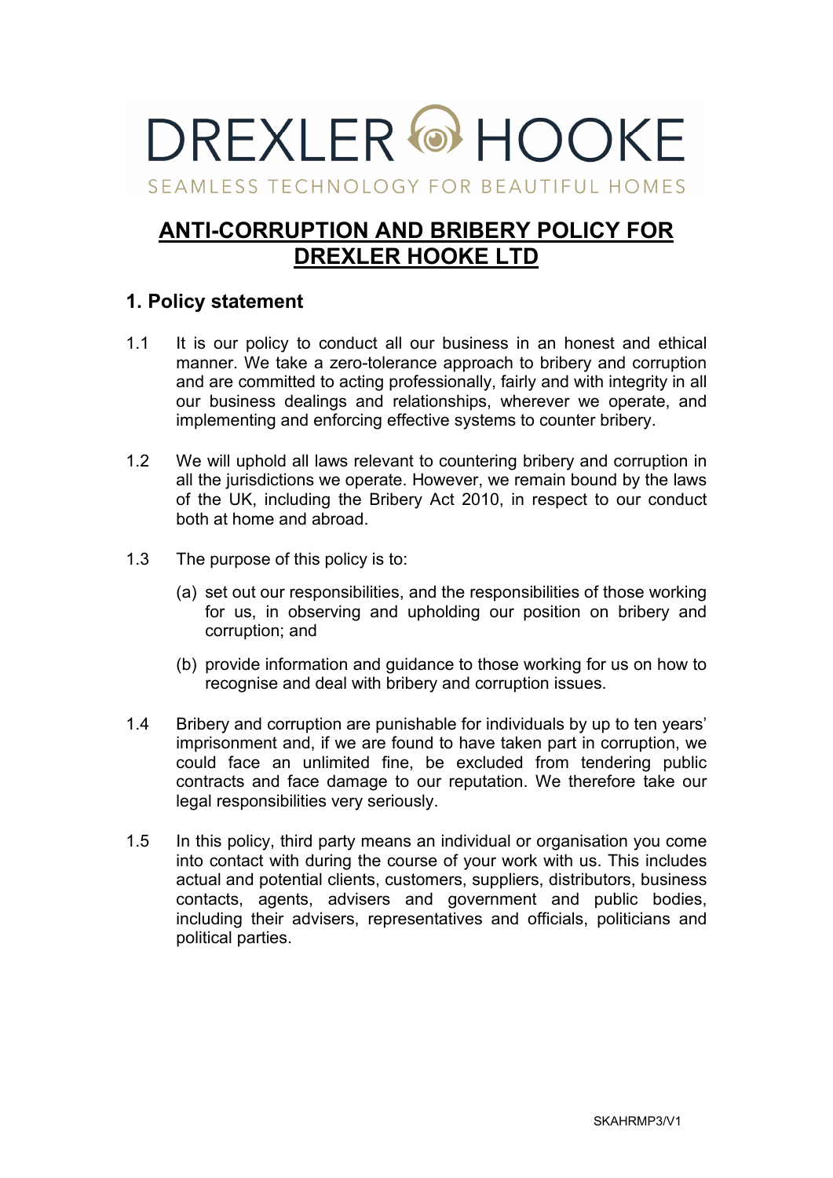DREXLER HOOKE

SEAMLESS TECHNOLOGY FOR BEAUTIFUL HOMES

# ANTI-CORRUPTION AND BRIBERY POLICY FOR DREXLER HOOKE LTD

## 1. Policy statement

1.1 It is our policy to conduct all our business in an honest and ethical manner. We take a zero-tolerance approach to bribery and corruption and are committed to acting professionally, fairly and with integrity in all our business dealings and relationships, wherever we operate, and implementing and enforcing effective systems to counter bribery.

1.2 We will uphold all laws relevant to countering bribery and corruption in all the jurisdictions we operate. However, we remain bound by the laws of the UK, including the Bribery Act 2010, in respect to our conduct both at home and abroad.

1.3 The purpose of this policy is to:

(a) set out our responsibilities, and the responsibilities of those working for us, in observing and upholding our position on bribery and corruption; and

(b) provide information and guidance to those working for us on how to recognise and deal with bribery and corruption issues.

1.4 Bribery and corruption are punishable for individuals by up to ten years' imprisonment and, if we are found to have taken part in corruption, we could face an unlimited fine, be excluded from tendering public contracts and face damage to our reputation. We therefore take our legal responsibilities very seriously.

1.5 In this policy, third party means an individual or organisation you come into contact with during the course of your work with us. This includes actual and potential clients, customers, suppliers, distributors, business contacts, agents, advisers and government and public bodies, including their advisers, representatives and officials, politicians and political parties.

SKAHRMP3/V1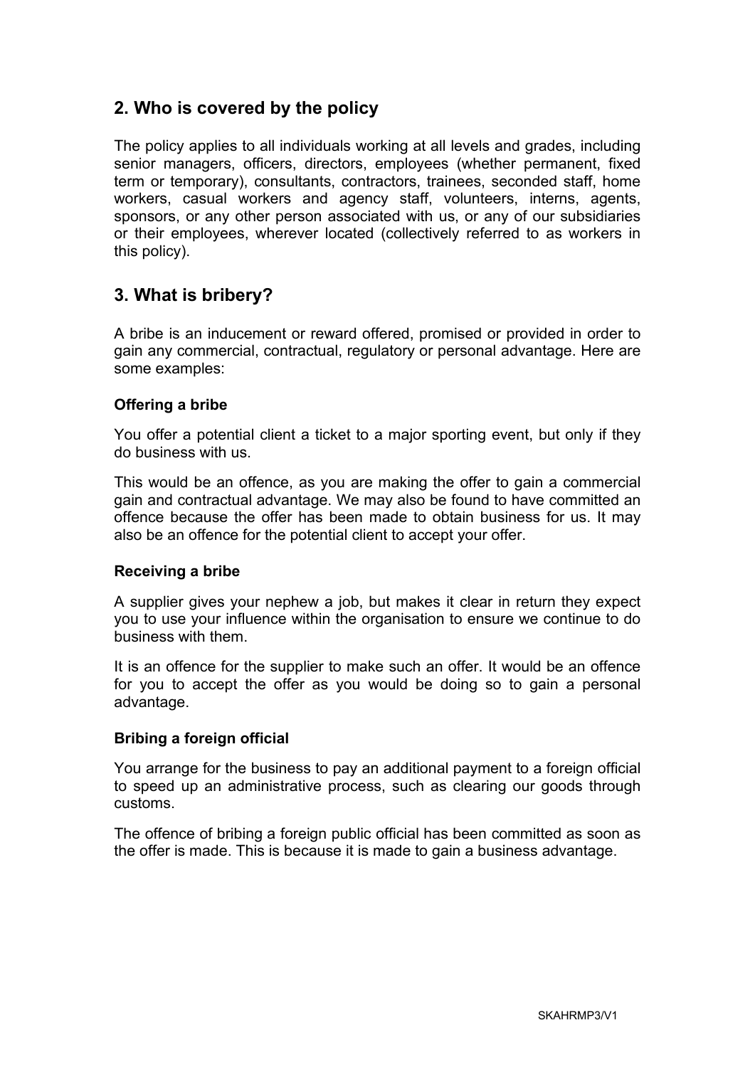## 2. Who is covered by the policy

The policy applies to all individuals working at all levels and grades, including senior managers, officers, directors, employees (whether permanent, fixed term or temporary), consultants, contractors, trainees, seconded staff, home workers, casual workers and agency staff, volunteers, interns, agents, sponsors, or any other person associated with us, or any of our subsidiaries or their employees, wherever located (collectively referred to as workers in this policy).

## 3. What is bribery?

A bribe is an inducement or reward offered, promised or provided in order to gain any commercial, contractual, regulatory or personal advantage. Here are some examples:

**Offering a bribe**

You offer a potential client a ticket to a major sporting event, but only if they do business with us.

This would be an offence, as you are making the offer to gain a commercial gain and contractual advantage. We may also be found to have committed an offence because the offer has been made to obtain business for us. It may also be an offence for the potential client to accept your offer.

**Receiving a bribe**

A supplier gives your nephew a job, but makes it clear in return they expect you to use your influence within the organisation to ensure we continue to do business with them.

It is an offence for the supplier to make such an offer. It would be an offence for you to accept the offer as you would be doing so to gain a personal advantage.

**Bribing a foreign official**

You arrange for the business to pay an additional payment to a foreign official to speed up an administrative process, such as clearing our goods through customs.

The offence of bribing a foreign public official has been committed as soon as the offer is made. This is because it is made to gain a business advantage.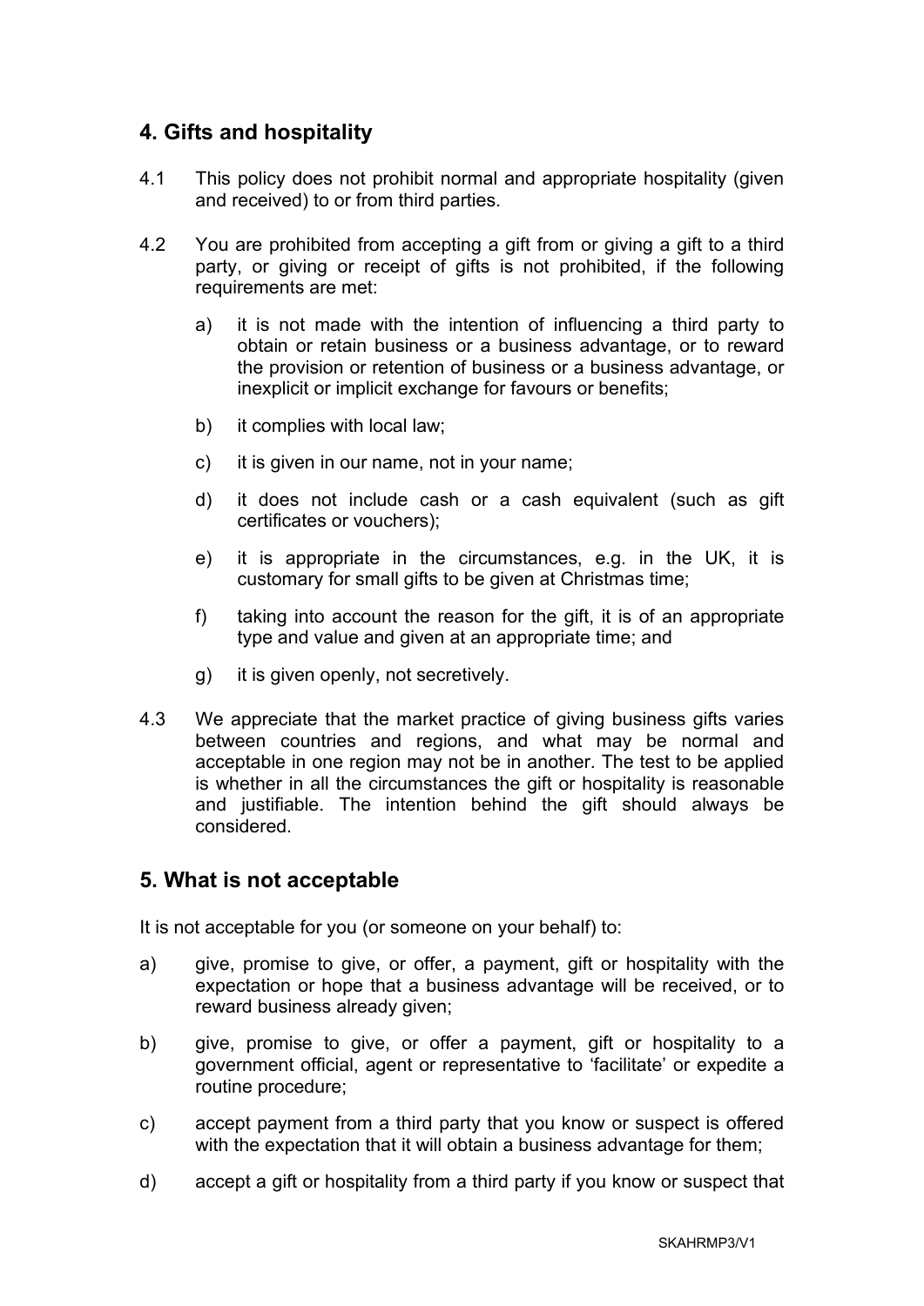## 4. Gifts and hospitality

4.1 This policy does not prohibit normal and appropriate hospitality (given and received) to or from third parties.

4.2 You are prohibited from accepting a gift from or giving a gift to a third party, or giving or receipt of gifts is not prohibited, if the following requirements are met:

a) it is not made with the intention of influencing a third party to obtain or retain business or a business advantage, or to reward the provision or retention of business or a business advantage, or inexplicit or implicit exchange for favours or benefits;

b) it complies with local law;

c) it is given in our name, not in your name;

d) it does not include cash or a cash equivalent (such as gift certificates or vouchers);

e) it is appropriate in the circumstances, e.g. in the UK, it is customary for small gifts to be given at Christmas time;

f) taking into account the reason for the gift, it is of an appropriate type and value and given at an appropriate time; and

g) it is given openly, not secretively.

4.3 We appreciate that the market practice of giving business gifts varies between countries and regions, and what may be normal and acceptable in one region may not be in another. The test to be applied is whether in all the circumstances the gift or hospitality is reasonable and justifiable. The intention behind the gift should always be considered.

## 5. What is not acceptable

It is not acceptable for you (or someone on your behalf) to:

a) give, promise to give, or offer, a payment, gift or hospitality with the expectation or hope that a business advantage will be received, or to reward business already given;

b) give, promise to give, or offer a payment, gift or hospitality to a government official, agent or representative to 'facilitate' or expedite a routine procedure;

c) accept payment from a third party that you know or suspect is offered with the expectation that it will obtain a business advantage for them;

d) accept a gift or hospitality from a third party if you know or suspect that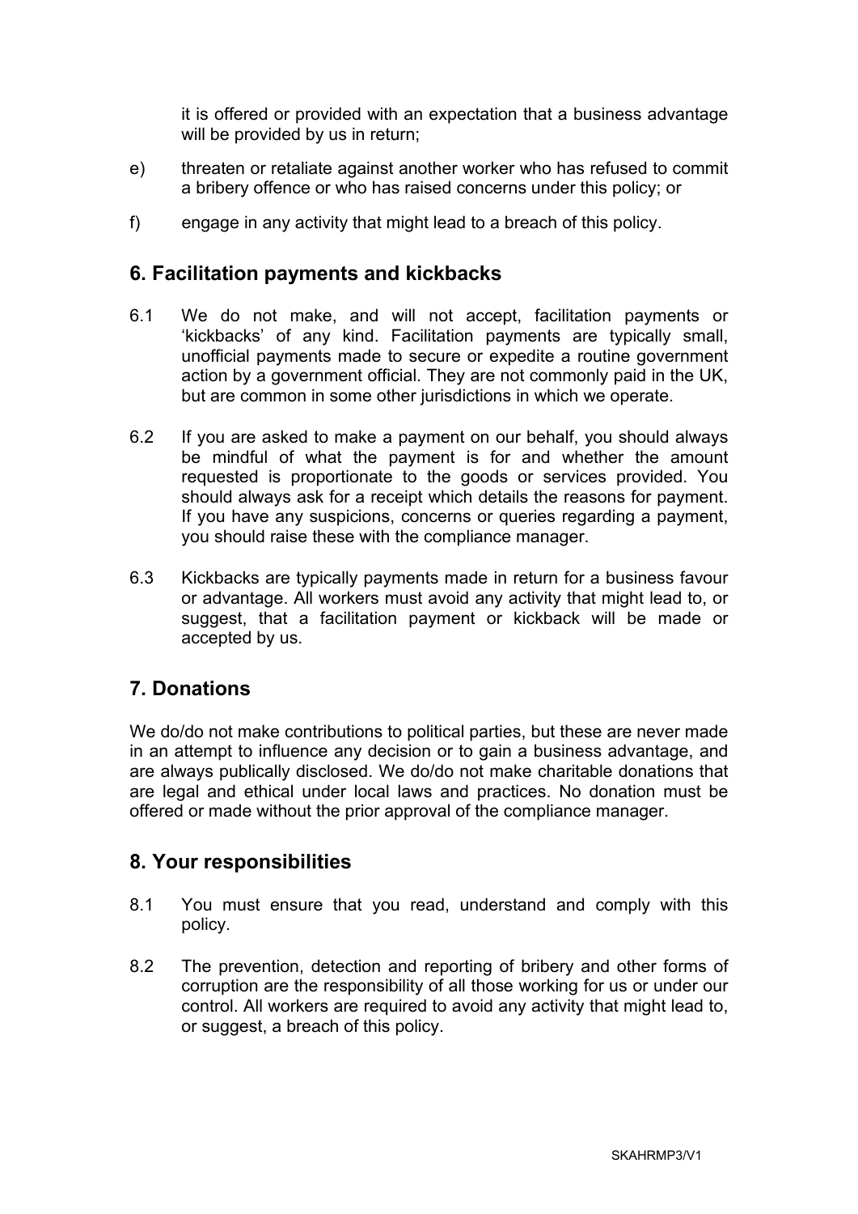it is offered or provided with an expectation that a business advantage will be provided by us in return;

e) threaten or retaliate against another worker who has refused to commit a bribery offence or who has raised concerns under this policy; or

f) engage in any activity that might lead to a breach of this policy.

## 6. Facilitation payments and kickbacks

6.1 We do not make, and will not accept, facilitation payments or 'kickbacks' of any kind. Facilitation payments are typically small, unofficial payments made to secure or expedite a routine government action by a government official. They are not commonly paid in the UK, but are common in some other jurisdictions in which we operate.

6.2 If you are asked to make a payment on our behalf, you should always be mindful of what the payment is for and whether the amount requested is proportionate to the goods or services provided. You should always ask for a receipt which details the reasons for payment. If you have any suspicions, concerns or queries regarding a payment, you should raise these with the compliance manager.

6.3 Kickbacks are typically payments made in return for a business favour or advantage. All workers must avoid any activity that might lead to, or suggest, that a facilitation payment or kickback will be made or accepted by us.

## 7. Donations

We do/do not make contributions to political parties, but these are never made in an attempt to influence any decision or to gain a business advantage, and are always publically disclosed. We do/do not make charitable donations that are legal and ethical under local laws and practices. No donation must be offered or made without the prior approval of the compliance manager.

## 8. Your responsibilities

8.1 You must ensure that you read, understand and comply with this policy.

8.2 The prevention, detection and reporting of bribery and other forms of corruption are the responsibility of all those working for us or under our control. All workers are required to avoid any activity that might lead to, or suggest, a breach of this policy.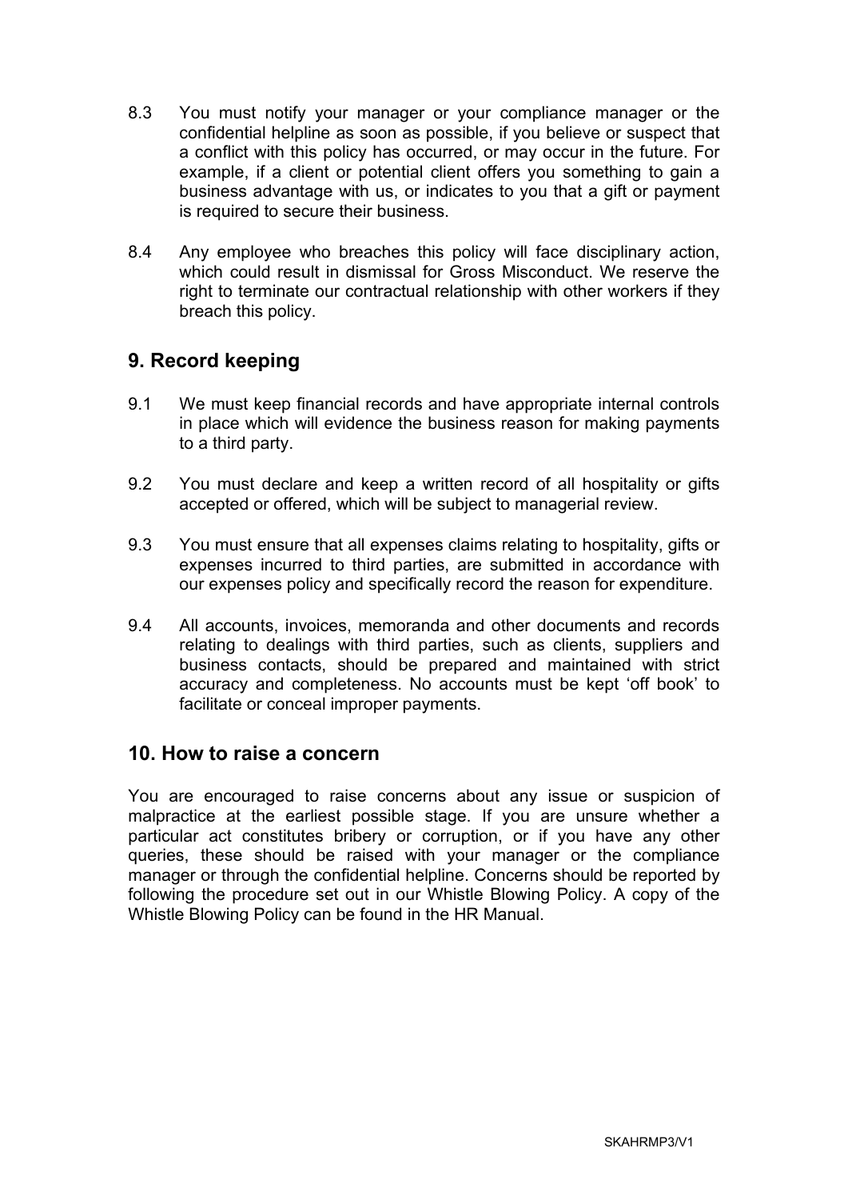8.3 You must notify your manager or your compliance manager or the confidential helpline as soon as possible, if you believe or suspect that a conflict with this policy has occurred, or may occur in the future. For example, if a client or potential client offers you something to gain a business advantage with us, or indicates to you that a gift or payment is required to secure their business.

8.4 Any employee who breaches this policy will face disciplinary action, which could result in dismissal for Gross Misconduct. We reserve the right to terminate our contractual relationship with other workers if they breach this policy.

## 9. Record keeping

9.1 We must keep financial records and have appropriate internal controls in place which will evidence the business reason for making payments to a third party.

9.2 You must declare and keep a written record of all hospitality or gifts accepted or offered, which will be subject to managerial review.

9.3 You must ensure that all expenses claims relating to hospitality, gifts or expenses incurred to third parties, are submitted in accordance with our expenses policy and specifically record the reason for expenditure.

9.4 All accounts, invoices, memoranda and other documents and records relating to dealings with third parties, such as clients, suppliers and business contacts, should be prepared and maintained with strict accuracy and completeness. No accounts must be kept 'off book' to facilitate or conceal improper payments.

## 10. How to raise a concern

You are encouraged to raise concerns about any issue or suspicion of malpractice at the earliest possible stage. If you are unsure whether a particular act constitutes bribery or corruption, or if you have any other queries, these should be raised with your manager or the compliance manager or through the confidential helpline. Concerns should be reported by following the procedure set out in our Whistle Blowing Policy. A copy of the Whistle Blowing Policy can be found in the HR Manual.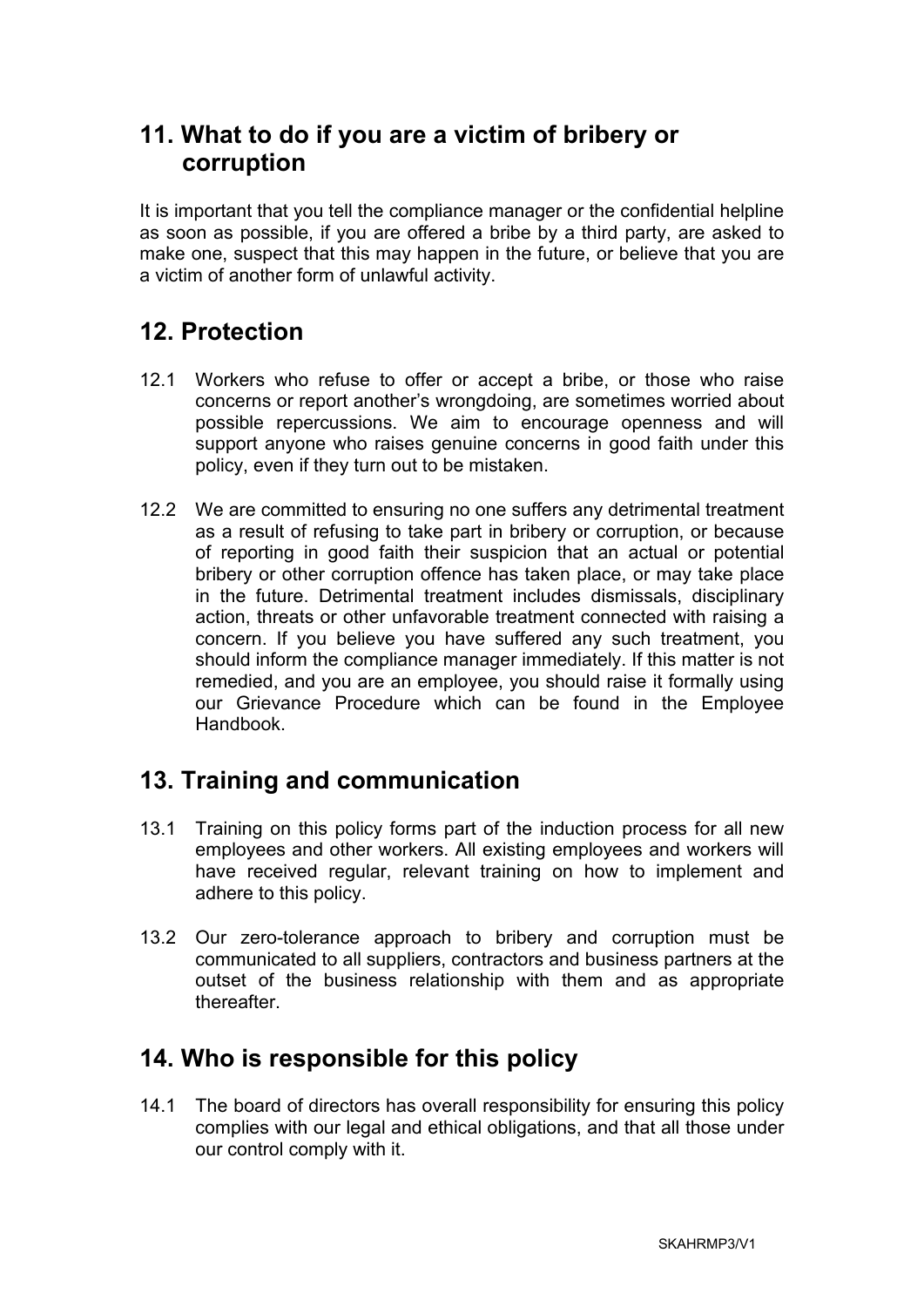## 11. What to do if you are a victim of bribery or corruption

It is important that you tell the compliance manager or the confidential helpline as soon as possible, if you are offered a bribe by a third party, are asked to make one, suspect that this may happen in the future, or believe that you are a victim of another form of unlawful activity.

## 12. Protection

12.1 Workers who refuse to offer or accept a bribe, or those who raise concerns or report another's wrongdoing, are sometimes worried about possible repercussions. We aim to encourage openness and will support anyone who raises genuine concerns in good faith under this policy, even if they turn out to be mistaken.

12.2 We are committed to ensuring no one suffers any detrimental treatment as a result of refusing to take part in bribery or corruption, or because of reporting in good faith their suspicion that an actual or potential bribery or other corruption offence has taken place, or may take place in the future. Detrimental treatment includes dismissals, disciplinary action, threats or other unfavorable treatment connected with raising a concern. If you believe you have suffered any such treatment, you should inform the compliance manager immediately. If this matter is not remedied, and you are an employee, you should raise it formally using our Grievance Procedure which can be found in the Employee Handbook.

## 13. Training and communication

13.1 Training on this policy forms part of the induction process for all new employees and other workers. All existing employees and workers will have received regular, relevant training on how to implement and adhere to this policy.

13.2 Our zero-tolerance approach to bribery and corruption must be communicated to all suppliers, contractors and business partners at the outset of the business relationship with them and as appropriate thereafter.

## 14. Who is responsible for this policy

14.1 The board of directors has overall responsibility for ensuring this policy complies with our legal and ethical obligations, and that all those under our control comply with it.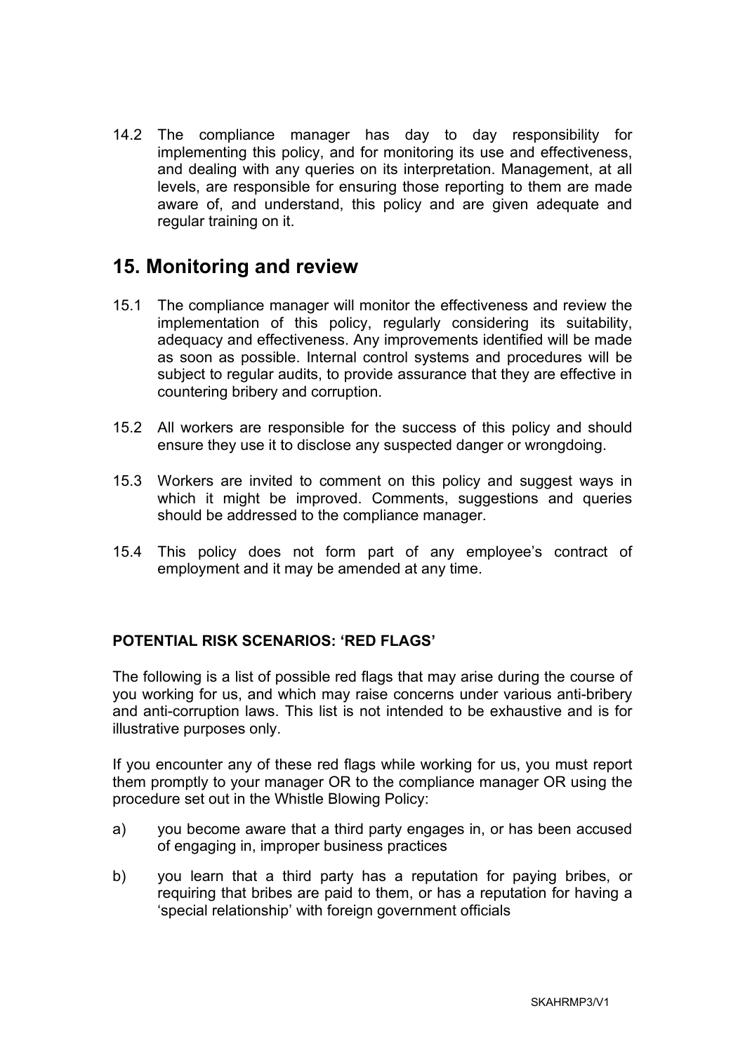14.2 The compliance manager has day to day responsibility for implementing this policy, and for monitoring its use and effectiveness, and dealing with any queries on its interpretation. Management, at all levels, are responsible for ensuring those reporting to them are made aware of, and understand, this policy and are given adequate and regular training on it.

## 15. Monitoring and review

15.1 The compliance manager will monitor the effectiveness and review the implementation of this policy, regularly considering its suitability, adequacy and effectiveness. Any improvements identified will be made as soon as possible. Internal control systems and procedures will be subject to regular audits, to provide assurance that they are effective in countering bribery and corruption.

15.2 All workers are responsible for the success of this policy and should ensure they use it to disclose any suspected danger or wrongdoing.

15.3 Workers are invited to comment on this policy and suggest ways in which it might be improved. Comments, suggestions and queries should be addressed to the compliance manager.

15.4 This policy does not form part of any employee's contract of employment and it may be amended at any time.

**POTENTIAL RISK SCENARIOS: 'RED FLAGS'**

The following is a list of possible red flags that may arise during the course of you working for us, and which may raise concerns under various anti-bribery and anti-corruption laws. This list is not intended to be exhaustive and is for illustrative purposes only.

If you encounter any of these red flags while working for us, you must report them promptly to your manager OR to the compliance manager OR using the procedure set out in the Whistle Blowing Policy:

a) you become aware that a third party engages in, or has been accused of engaging in, improper business practices

b) you learn that a third party has a reputation for paying bribes, or requiring that bribes are paid to them, or has a reputation for having a 'special relationship' with foreign government officials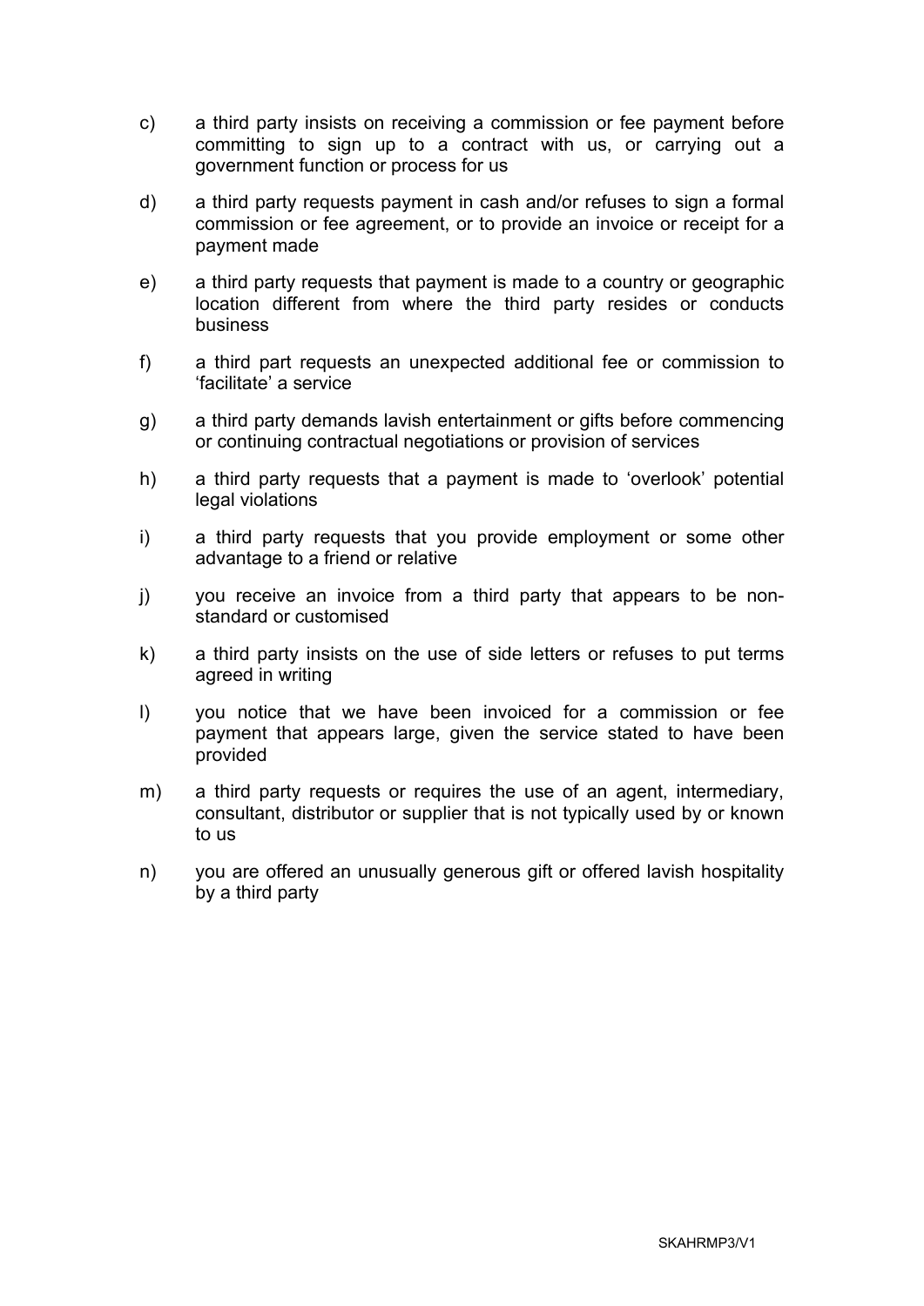c) a third party insists on receiving a commission or fee payment before committing to sign up to a contract with us, or carrying out a government function or process for us

d) a third party requests payment in cash and/or refuses to sign a formal commission or fee agreement, or to provide an invoice or receipt for a payment made

e) a third party requests that payment is made to a country or geographic location different from where the third party resides or conducts business

f) a third part requests an unexpected additional fee or commission to 'facilitate' a service

g) a third party demands lavish entertainment or gifts before commencing or continuing contractual negotiations or provision of services

h) a third party requests that a payment is made to 'overlook' potential legal violations

i) a third party requests that you provide employment or some other advantage to a friend or relative

j) you receive an invoice from a third party that appears to be non-standard or customised

k) a third party insists on the use of side letters or refuses to put terms agreed in writing

l) you notice that we have been invoiced for a commission or fee payment that appears large, given the service stated to have been provided

m) a third party requests or requires the use of an agent, intermediary, consultant, distributor or supplier that is not typically used by or known to us

n) you are offered an unusually generous gift or offered lavish hospitality by a third party

SKAHRMP3/V1